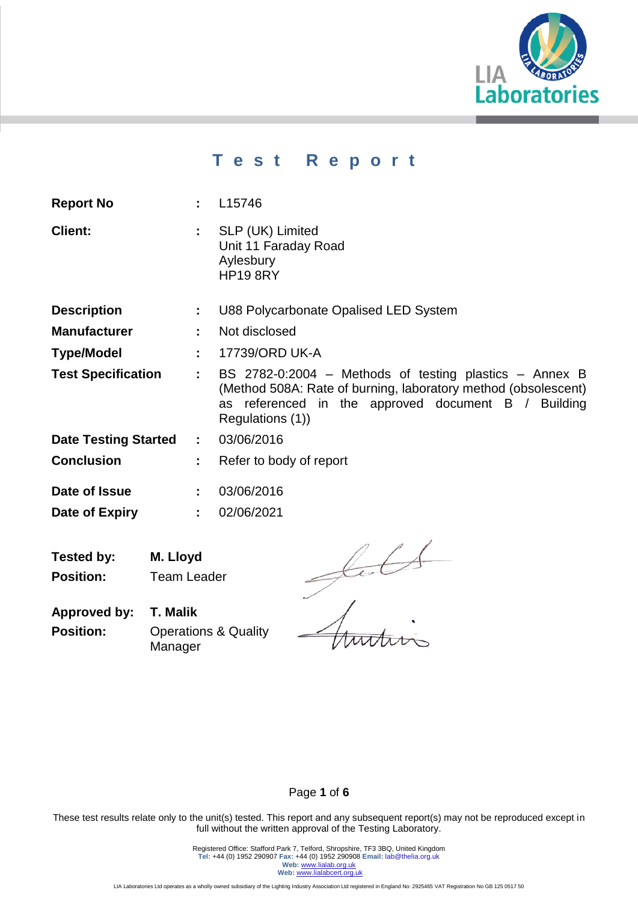# Test Report

| | | |
|---|---|---|
| **Report No** | : | L15746 |
| **Client:** | : | SLP (UK) Limited<br>Unit 11 Faraday Road<br>Aylesbury<br>HP19 8RY |
| **Description** | : | U88 Polycarbonate Opalised LED System |
| **Manufacturer** | : | Not disclosed |
| **Type/Model** | : | 17739/ORD UK-A |
| **Test Specification** | : | BS 2782-0:2004 – Methods of testing plastics – Annex B (Method 508A: Rate of burning, laboratory method (obsolescent) as referenced in the approved document B / Building Regulations (1)) |
| **Date Testing Started** | : | 03/06/2016 |
| **Conclusion** | : | Refer to body of report |
| **Date of Issue** | : | 03/06/2016 |
| **Date of Expiry** | : | 02/06/2021 |

| | |
|---|---|
| **Tested by:** | **M. Lloyd** |
| **Position:** | Team Leader |
| **Approved by:** | **T. Malik** |
| **Position:** | Operations & Quality Manager |

These test results relate only to the unit(s) tested. This report and any subsequent report(s) may not be reproduced except in full without the written approval of the Testing Laboratory.

Registered Office: Stafford Park 7, Telford, Shropshire, TF3 3BQ, United Kingdom
**Tel:** +44 (0) 1952 290907 **Fax:** +44 (0) 1952 290908 **Email:** lab@thelia.org.uk
**Web:** www.lialab.org.uk
**Web:** www.lialabcert.org.uk

LIA Laboratories Ltd operates as a wholly owned subsidiary of the Lighting Industry Association Ltd registered in England No: 2925465 VAT Registration No GB 125 0517 50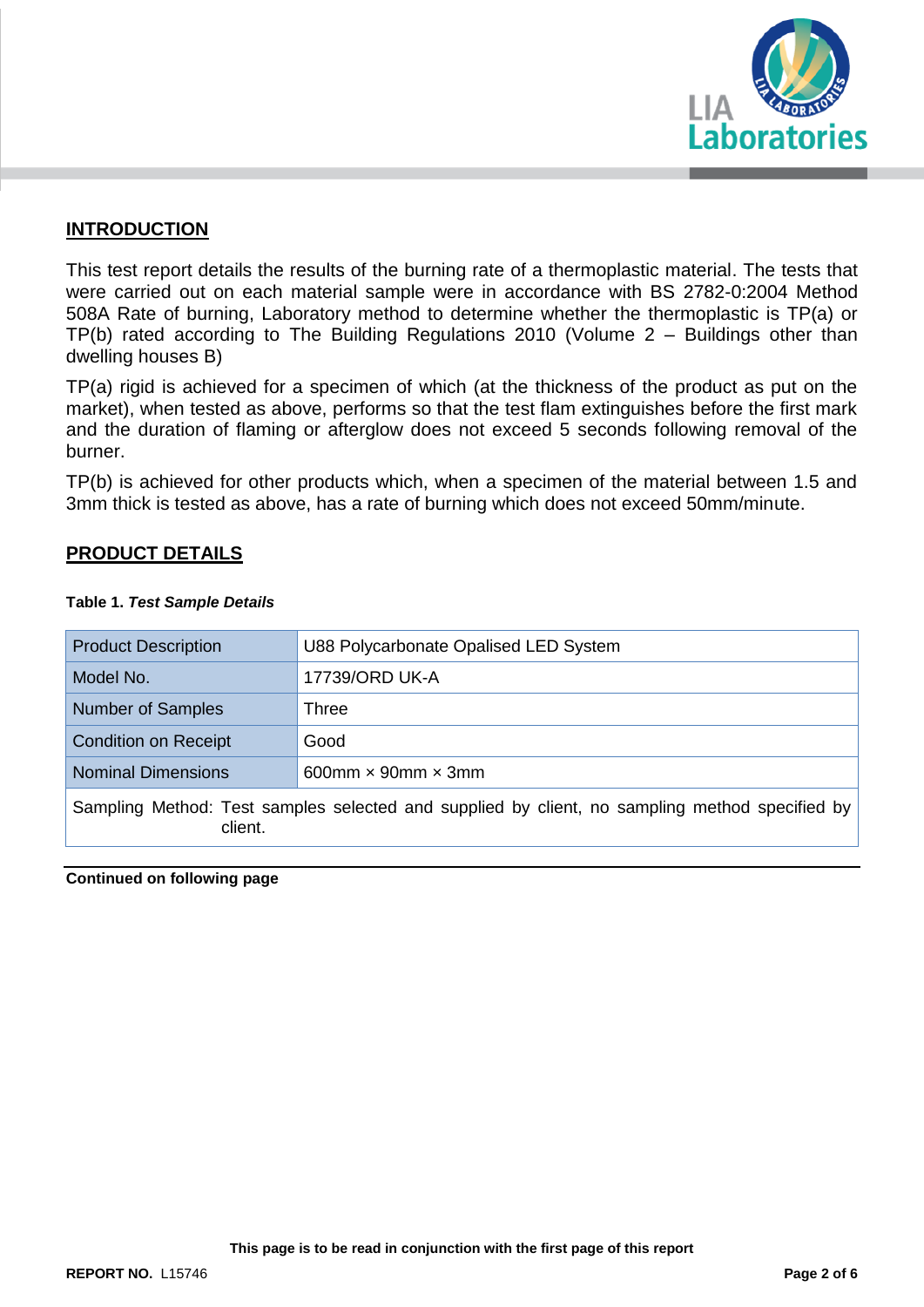## INTRODUCTION

This test report details the results of the burning rate of a thermoplastic material. The tests that were carried out on each material sample were in accordance with BS 2782-0:2004 Method 508A Rate of burning, Laboratory method to determine whether the thermoplastic is TP(a) or TP(b) rated according to The Building Regulations 2010 (Volume 2 – Buildings other than dwelling houses B)

TP(a) rigid is achieved for a specimen of which (at the thickness of the product as put on the market), when tested as above, performs so that the test flam extinguishes before the first mark and the duration of flaming or afterglow does not exceed 5 seconds following removal of the burner.

TP(b) is achieved for other products which, when a specimen of the material between 1.5 and 3mm thick is tested as above, has a rate of burning which does not exceed 50mm/minute.

## PRODUCT DETAILS

**Table 1.** ***Test Sample Details***

| | |
|---|---|
| Product Description | U88 Polycarbonate Opalised LED System |
| Model No. | 17739/ORD UK-A |
| Number of Samples | Three |
| Condition on Receipt | Good |
| Nominal Dimensions | 600mm × 90mm × 3mm |
| Sampling Method: Test samples selected and supplied by client, no sampling method specified by client. | |

**Continued on following page**

**This page is to be read in conjunction with the first page of this report**

**REPORT NO.** L15746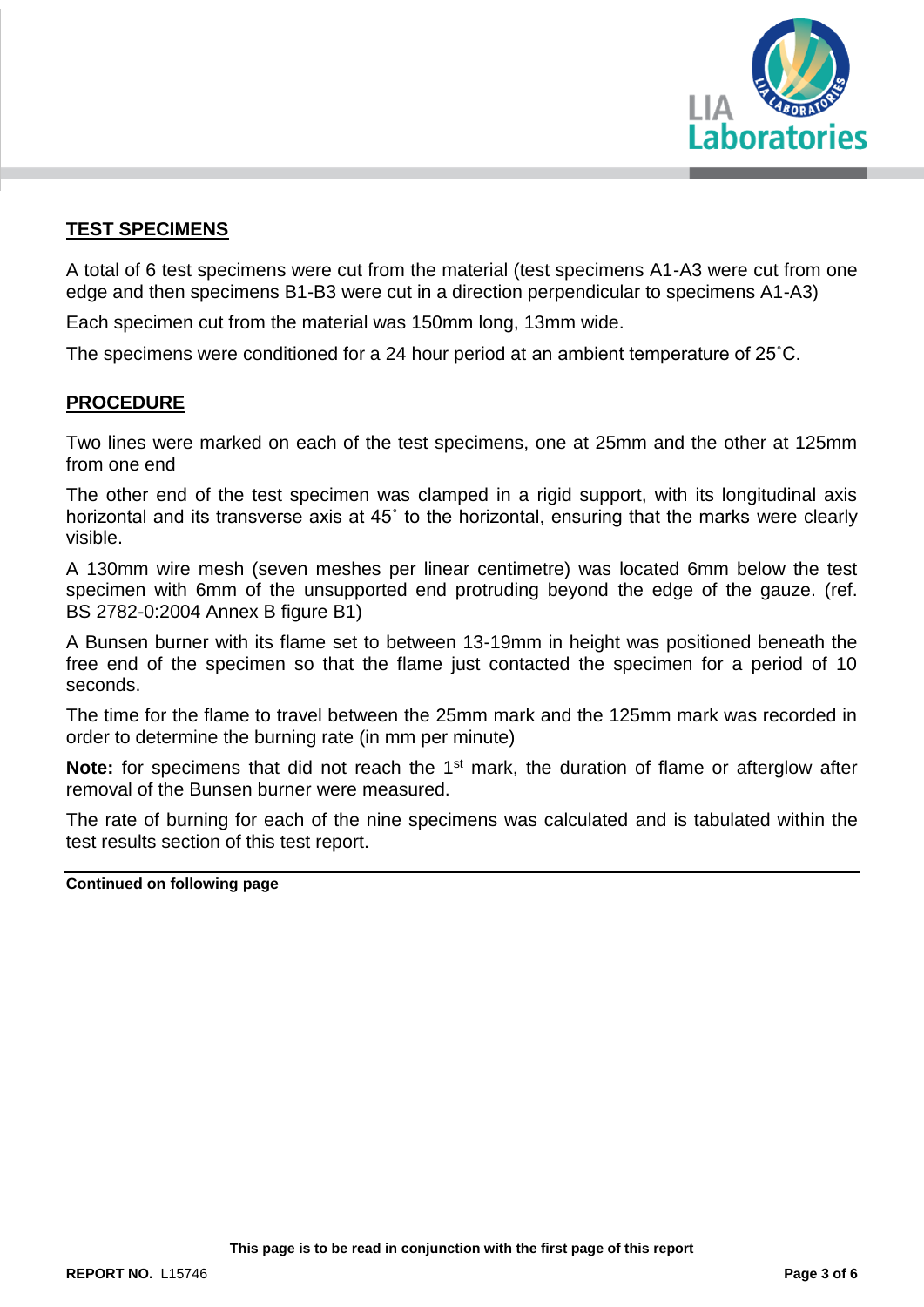## TEST SPECIMENS

A total of 6 test specimens were cut from the material (test specimens A1-A3 were cut from one edge and then specimens B1-B3 were cut in a direction perpendicular to specimens A1-A3)

Each specimen cut from the material was 150mm long, 13mm wide.

The specimens were conditioned for a 24 hour period at an ambient temperature of 25˚C.

## PROCEDURE

Two lines were marked on each of the test specimens, one at 25mm and the other at 125mm from one end

The other end of the test specimen was clamped in a rigid support, with its longitudinal axis horizontal and its transverse axis at 45˚ to the horizontal, ensuring that the marks were clearly visible.

A 130mm wire mesh (seven meshes per linear centimetre) was located 6mm below the test specimen with 6mm of the unsupported end protruding beyond the edge of the gauze. (ref. BS 2782-0:2004 Annex B figure B1)

A Bunsen burner with its flame set to between 13-19mm in height was positioned beneath the free end of the specimen so that the flame just contacted the specimen for a period of 10 seconds.

The time for the flame to travel between the 25mm mark and the 125mm mark was recorded in order to determine the burning rate (in mm per minute)

**Note:** for specimens that did not reach the 1st mark, the duration of flame or afterglow after removal of the Bunsen burner were measured.

The rate of burning for each of the nine specimens was calculated and is tabulated within the test results section of this test report.

**Continued on following page**

**This page is to be read in conjunction with the first page of this report**

**REPORT NO.** L15746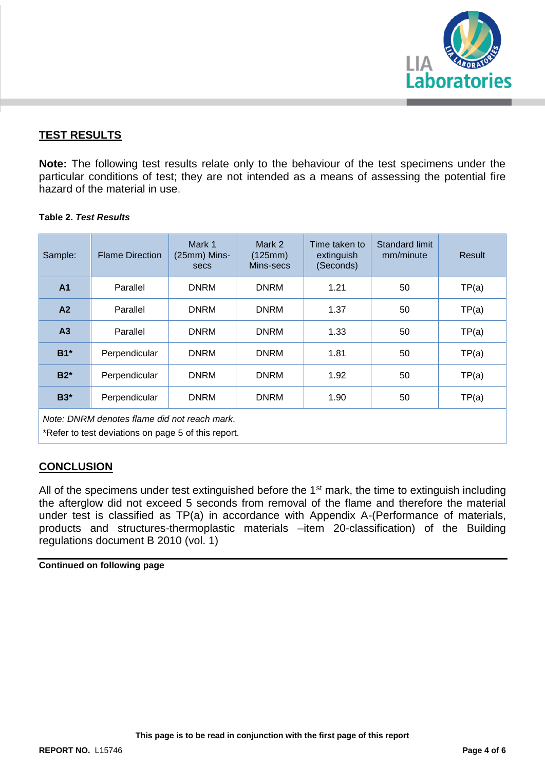## TEST RESULTS

**Note:** The following test results relate only to the behaviour of the test specimens under the particular conditions of test; they are not intended as a means of assessing the potential fire hazard of the material in use.

**Table 2.** ***Test Results***

| Sample: | Flame Direction | Mark 1 (25mm) Mins-secs | Mark 2 (125mm) Mins-secs | Time taken to extinguish (Seconds) | Standard limit mm/minute | Result |
|---|---|---|---|---|---|---|
| **A1** | Parallel | DNRM | DNRM | 1.21 | 50 | TP(a) |
| **A2** | Parallel | DNRM | DNRM | 1.37 | 50 | TP(a) |
| **A3** | Parallel | DNRM | DNRM | 1.33 | 50 | TP(a) |
| **B1*** | Perpendicular | DNRM | DNRM | 1.81 | 50 | TP(a) |
| **B2*** | Perpendicular | DNRM | DNRM | 1.92 | 50 | TP(a) |
| **B3*** | Perpendicular | DNRM | DNRM | 1.90 | 50 | TP(a) |

*Note: DNRM denotes flame did not reach mark.*

*Refer to test deviations on page 5 of this report.

## CONCLUSION

All of the specimens under test extinguished before the 1st mark, the time to extinguish including the afterglow did not exceed 5 seconds from removal of the flame and therefore the material under test is classified as TP(a) in accordance with Appendix A-(Performance of materials, products and structures-thermoplastic materials –item 20-classification) of the Building regulations document B 2010 (vol. 1)

**Continued on following page**

**This page is to be read in conjunction with the first page of this report**

**REPORT NO.** L15746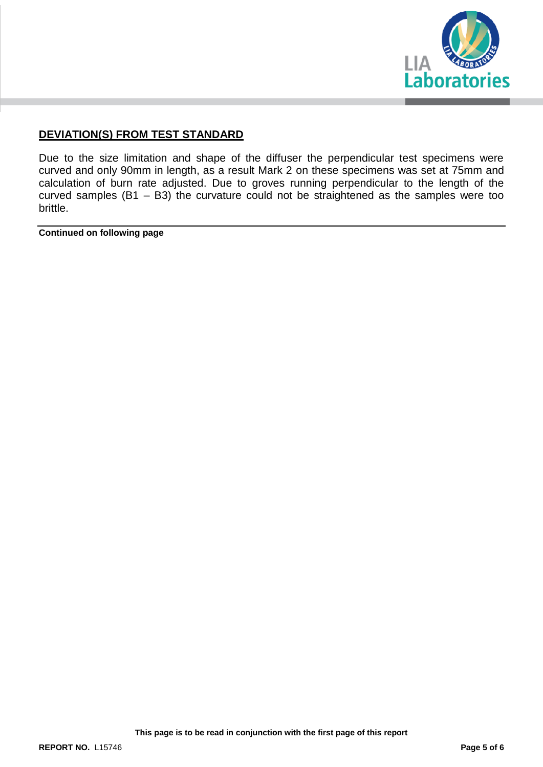## DEVIATION(S) FROM TEST STANDARD

Due to the size limitation and shape of the diffuser the perpendicular test specimens were curved and only 90mm in length, as a result Mark 2 on these specimens was set at 75mm and calculation of burn rate adjusted. Due to groves running perpendicular to the length of the curved samples (B1 – B3) the curvature could not be straightened as the samples were too brittle.

---

**Continued on following page**

**This page is to be read in conjunction with the first page of this report**

**REPORT NO.** L15746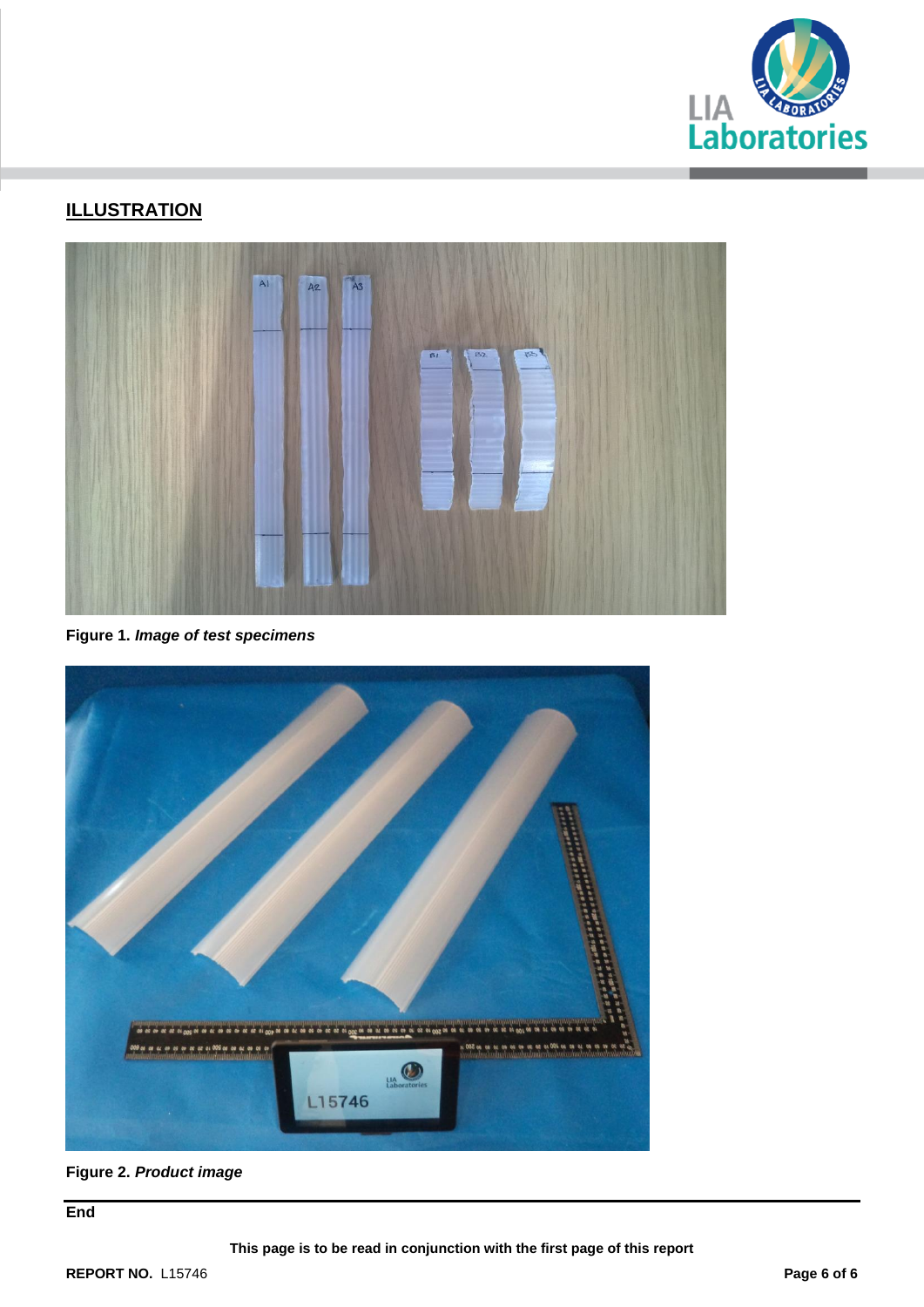## ILLUSTRATION

**Figure 1.** ***Image of test specimens***

**Figure 2.** ***Product image***

**End**

**This page is to be read in conjunction with the first page of this report**

**REPORT NO.** L15746